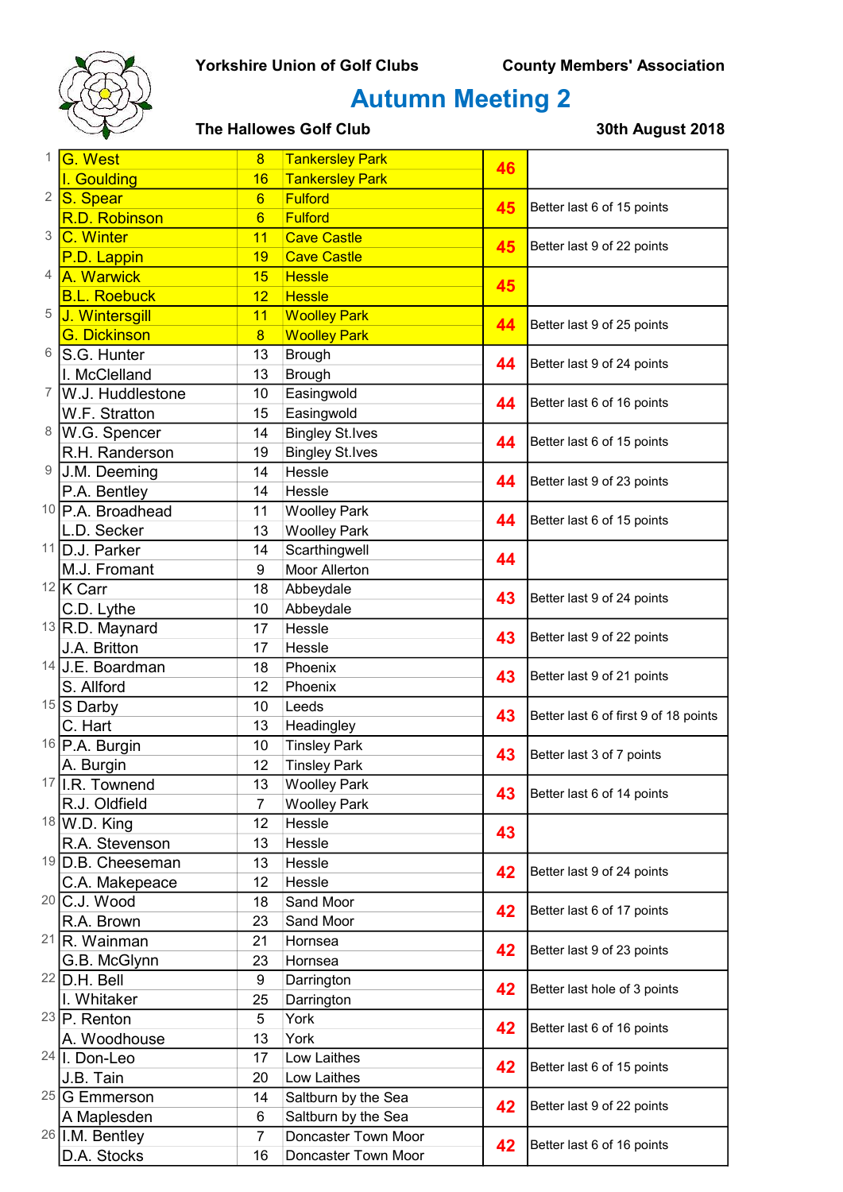Yorkshire Union of Golf Clubs — County Members' Association

# Autumn Meeting 2

**The Hallowes Golf Club** — **30th August 2018**

| Pos | Name | Hcp | Club | Points | Notes |
|---|---|---|---|---|---|
| 1 | G. West | 8 | Tankersley Park | 46 | |
| | I. Goulding | 16 | Tankersley Park | | |
| 2 | S. Spear | 6 | Fulford | 45 | Better last 6 of 15 points |
| | R.D. Robinson | 6 | Fulford | | |
| 3 | C. Winter | 11 | Cave Castle | 45 | Better last 9 of 22 points |
| | P.D. Lappin | 19 | Cave Castle | | |
| 4 | A. Warwick | 15 | Hessle | 45 | |
| | B.L. Roebuck | 12 | Hessle | | |
| 5 | J. Wintersgill | 11 | Woolley Park | 44 | Better last 9 of 25 points |
| | G. Dickinson | 8 | Woolley Park | | |
| 6 | S.G. Hunter | 13 | Brough | 44 | Better last 9 of 24 points |
| | I. McClelland | 13 | Brough | | |
| 7 | W.J. Huddlestone | 10 | Easingwold | 44 | Better last 6 of 16 points |
| | W.F. Stratton | 15 | Easingwold | | |
| 8 | W.G. Spencer | 14 | Bingley St.Ives | 44 | Better last 6 of 15 points |
| | R.H. Randerson | 19 | Bingley St.Ives | | |
| 9 | J.M. Deeming | 14 | Hessle | 44 | Better last 9 of 23 points |
| | P.A. Bentley | 14 | Hessle | | |
| 10 | P.A. Broadhead | 11 | Woolley Park | 44 | Better last 6 of 15 points |
| | L.D. Secker | 13 | Woolley Park | | |
| 11 | D.J. Parker | 14 | Scarthingwell | 44 | |
| | M.J. Fromant | 9 | Moor Allerton | | |
| 12 | K Carr | 18 | Abbeydale | 43 | Better last 9 of 24 points |
| | C.D. Lythe | 10 | Abbeydale | | |
| 13 | R.D. Maynard | 17 | Hessle | 43 | Better last 9 of 22 points |
| | J.A. Britton | 17 | Hessle | | |
| 14 | J.E. Boardman | 18 | Phoenix | 43 | Better last 9 of 21 points |
| | S. Allford | 12 | Phoenix | | |
| 15 | S Darby | 10 | Leeds | 43 | Better last 6 of first 9 of 18 points |
| | C. Hart | 13 | Headingley | | |
| 16 | P.A. Burgin | 10 | Tinsley Park | 43 | Better last 3 of 7 points |
| | A. Burgin | 12 | Tinsley Park | | |
| 17 | I.R. Townend | 13 | Woolley Park | 43 | Better last 6 of 14 points |
| | R.J. Oldfield | 7 | Woolley Park | | |
| 18 | W.D. King | 12 | Hessle | 43 | |
| | R.A. Stevenson | 13 | Hessle | | |
| 19 | D.B. Cheeseman | 13 | Hessle | 42 | Better last 9 of 24 points |
| | C.A. Makepeace | 12 | Hessle | | |
| 20 | C.J. Wood | 18 | Sand Moor | 42 | Better last 6 of 17 points |
| | R.A. Brown | 23 | Sand Moor | | |
| 21 | R. Wainman | 21 | Hornsea | 42 | Better last 9 of 23 points |
| | G.B. McGlynn | 23 | Hornsea | | |
| 22 | D.H. Bell | 9 | Darrington | 42 | Better last hole of 3 points |
| | I. Whitaker | 25 | Darrington | | |
| 23 | P. Renton | 5 | York | 42 | Better last 6 of 16 points |
| | A. Woodhouse | 13 | York | | |
| 24 | I. Don-Leo | 17 | Low Laithes | 42 | Better last 6 of 15 points |
| | J.B. Tain | 20 | Low Laithes | | |
| 25 | G Emmerson | 14 | Saltburn by the Sea | 42 | Better last 9 of 22 points |
| | A Maplesden | 6 | Saltburn by the Sea | | |
| 26 | I.M. Bentley | 7 | Doncaster Town Moor | 42 | Better last 6 of 16 points |
| | D.A. Stocks | 16 | Doncaster Town Moor | | |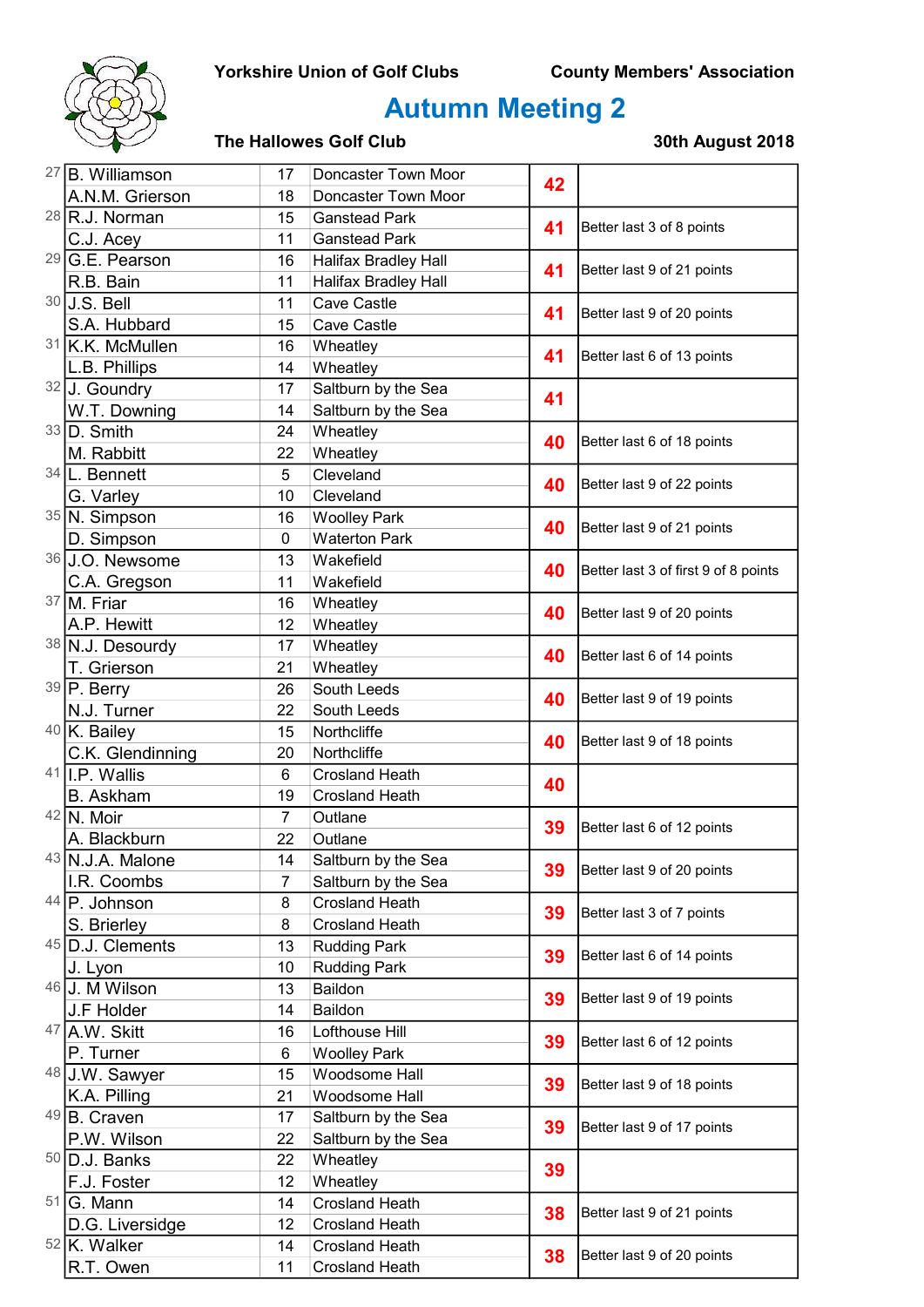Yorkshire Union of Golf Clubs — County Members' Association

# Autumn Meeting 2

**The Hallowes Golf Club** — **30th August 2018**

| Pos | Name | Hcp | Club | Points | Note |
|---|---|---|---|---|---|
| 27 | B. Williamson | 17 | Doncaster Town Moor | 42 | |
| | A.N.M. Grierson | 18 | Doncaster Town Moor | | |
| 28 | R.J. Norman | 15 | Ganstead Park | 41 | Better last 3 of 8 points |
| | C.J. Acey | 11 | Ganstead Park | | |
| 29 | G.E. Pearson | 16 | Halifax Bradley Hall | 41 | Better last 9 of 21 points |
| | R.B. Bain | 11 | Halifax Bradley Hall | | |
| 30 | J.S. Bell | 11 | Cave Castle | 41 | Better last 9 of 20 points |
| | S.A. Hubbard | 15 | Cave Castle | | |
| 31 | K.K. McMullen | 16 | Wheatley | 41 | Better last 6 of 13 points |
| | L.B. Phillips | 14 | Wheatley | | |
| 32 | J. Goundry | 17 | Saltburn by the Sea | 41 | |
| | W.T. Downing | 14 | Saltburn by the Sea | | |
| 33 | D. Smith | 24 | Wheatley | 40 | Better last 6 of 18 points |
| | M. Rabbitt | 22 | Wheatley | | |
| 34 | L. Bennett | 5 | Cleveland | 40 | Better last 9 of 22 points |
| | G. Varley | 10 | Cleveland | | |
| 35 | N. Simpson | 16 | Woolley Park | 40 | Better last 9 of 21 points |
| | D. Simpson | 0 | Waterton Park | | |
| 36 | J.O. Newsome | 13 | Wakefield | 40 | Better last 3 of first 9 of 8 points |
| | C.A. Gregson | 11 | Wakefield | | |
| 37 | M. Friar | 16 | Wheatley | 40 | Better last 9 of 20 points |
| | A.P. Hewitt | 12 | Wheatley | | |
| 38 | N.J. Desourdy | 17 | Wheatley | 40 | Better last 6 of 14 points |
| | T. Grierson | 21 | Wheatley | | |
| 39 | P. Berry | 26 | South Leeds | 40 | Better last 9 of 19 points |
| | N.J. Turner | 22 | South Leeds | | |
| 40 | K. Bailey | 15 | Northcliffe | 40 | Better last 9 of 18 points |
| | C.K. Glendinning | 20 | Northcliffe | | |
| 41 | I.P. Wallis | 6 | Crosland Heath | 40 | |
| | B. Askham | 19 | Crosland Heath | | |
| 42 | N. Moir | 7 | Outlane | 39 | Better last 6 of 12 points |
| | A. Blackburn | 22 | Outlane | | |
| 43 | N.J.A. Malone | 14 | Saltburn by the Sea | 39 | Better last 9 of 20 points |
| | I.R. Coombs | 7 | Saltburn by the Sea | | |
| 44 | P. Johnson | 8 | Crosland Heath | 39 | Better last 3 of 7 points |
| | S. Brierley | 8 | Crosland Heath | | |
| 45 | D.J. Clements | 13 | Rudding Park | 39 | Better last 6 of 14 points |
| | J. Lyon | 10 | Rudding Park | | |
| 46 | J. M Wilson | 13 | Baildon | 39 | Better last 9 of 19 points |
| | J.F Holder | 14 | Baildon | | |
| 47 | A.W. Skitt | 16 | Lofthouse Hill | 39 | Better last 6 of 12 points |
| | P. Turner | 6 | Woolley Park | | |
| 48 | J.W. Sawyer | 15 | Woodsome Hall | 39 | Better last 9 of 18 points |
| | K.A. Pilling | 21 | Woodsome Hall | | |
| 49 | B. Craven | 17 | Saltburn by the Sea | 39 | Better last 9 of 17 points |
| | P.W. Wilson | 22 | Saltburn by the Sea | | |
| 50 | D.J. Banks | 22 | Wheatley | 39 | |
| | F.J. Foster | 12 | Wheatley | | |
| 51 | G. Mann | 14 | Crosland Heath | 38 | Better last 9 of 21 points |
| | D.G. Liversidge | 12 | Crosland Heath | | |
| 52 | K. Walker | 14 | Crosland Heath | 38 | Better last 9 of 20 points |
| | R.T. Owen | 11 | Crosland Heath | | |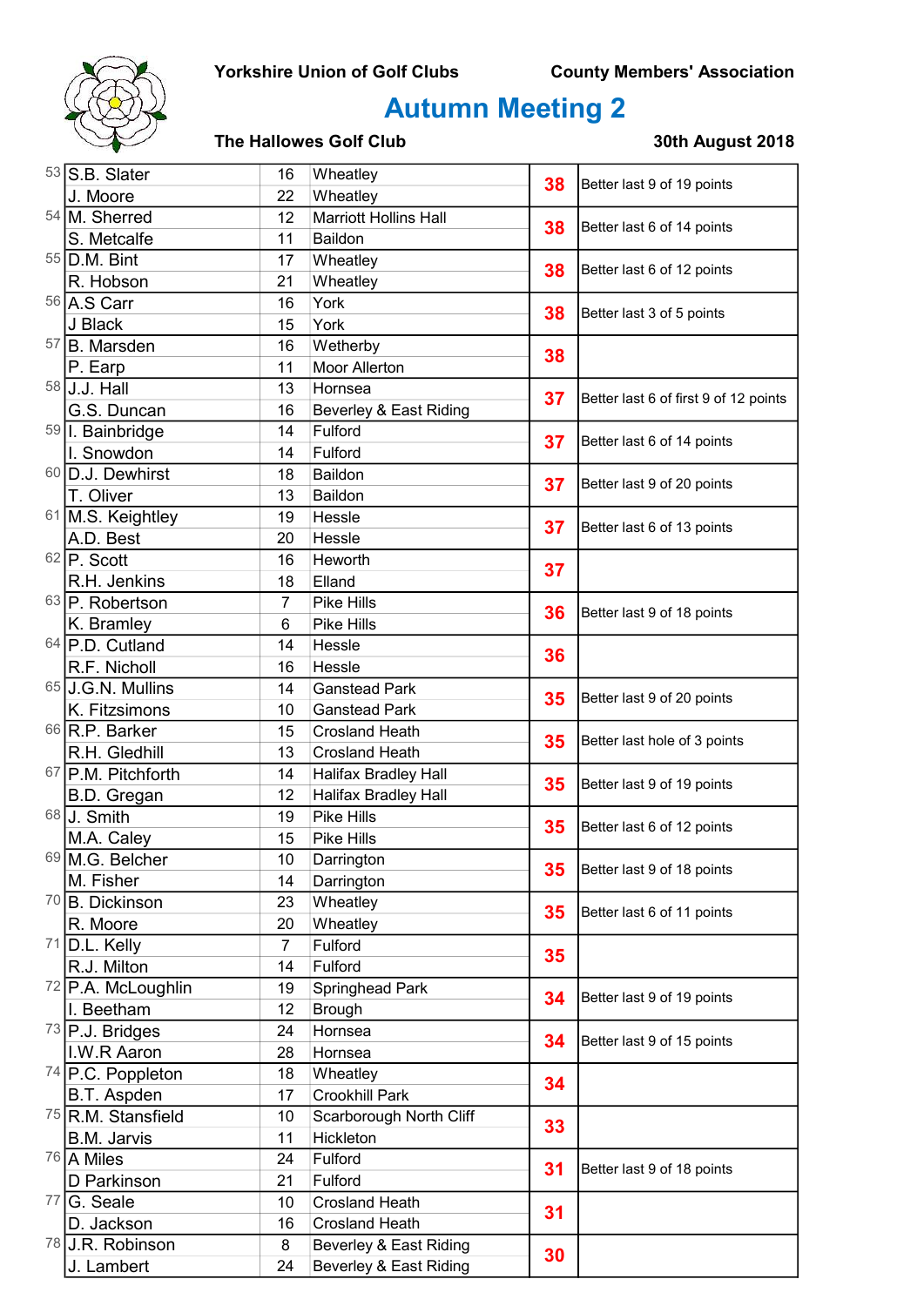Yorkshire Union of Golf Clubs — County Members' Association

# Autumn Meeting 2

**The Hallowes Golf Club** — **30th August 2018**

| Pos | Name | Hcp | Club | Points | Notes |
|---|---|---|---|---|---|
| 53 | S.B. Slater | 16 | Wheatley | 38 | Better last 9 of 19 points |
| | J. Moore | 22 | Wheatley | | |
| 54 | M. Sherred | 12 | Marriott Hollins Hall | 38 | Better last 6 of 14 points |
| | S. Metcalfe | 11 | Baildon | | |
| 55 | D.M. Bint | 17 | Wheatley | 38 | Better last 6 of 12 points |
| | R. Hobson | 21 | Wheatley | | |
| 56 | A.S Carr | 16 | York | 38 | Better last 3 of 5 points |
| | J Black | 15 | York | | |
| 57 | B. Marsden | 16 | Wetherby | 38 | |
| | P. Earp | 11 | Moor Allerton | | |
| 58 | J.J. Hall | 13 | Hornsea | 37 | Better last 6 of first 9 of 12 points |
| | G.S. Duncan | 16 | Beverley & East Riding | | |
| 59 | I. Bainbridge | 14 | Fulford | 37 | Better last 6 of 14 points |
| | I. Snowdon | 14 | Fulford | | |
| 60 | D.J. Dewhirst | 18 | Baildon | 37 | Better last 9 of 20 points |
| | T. Oliver | 13 | Baildon | | |
| 61 | M.S. Keightley | 19 | Hessle | 37 | Better last 6 of 13 points |
| | A.D. Best | 20 | Hessle | | |
| 62 | P. Scott | 16 | Heworth | 37 | |
| | R.H. Jenkins | 18 | Elland | | |
| 63 | P. Robertson | 7 | Pike Hills | 36 | Better last 9 of 18 points |
| | K. Bramley | 6 | Pike Hills | | |
| 64 | P.D. Cutland | 14 | Hessle | 36 | |
| | R.F. Nicholl | 16 | Hessle | | |
| 65 | J.G.N. Mullins | 14 | Ganstead Park | 35 | Better last 9 of 20 points |
| | K. Fitzsimons | 10 | Ganstead Park | | |
| 66 | R.P. Barker | 15 | Crosland Heath | 35 | Better last hole of 3 points |
| | R.H. Gledhill | 13 | Crosland Heath | | |
| 67 | P.M. Pitchforth | 14 | Halifax Bradley Hall | 35 | Better last 9 of 19 points |
| | B.D. Gregan | 12 | Halifax Bradley Hall | | |
| 68 | J. Smith | 19 | Pike Hills | 35 | Better last 6 of 12 points |
| | M.A. Caley | 15 | Pike Hills | | |
| 69 | M.G. Belcher | 10 | Darrington | 35 | Better last 9 of 18 points |
| | M. Fisher | 14 | Darrington | | |
| 70 | B. Dickinson | 23 | Wheatley | 35 | Better last 6 of 11 points |
| | R. Moore | 20 | Wheatley | | |
| 71 | D.L. Kelly | 7 | Fulford | 35 | |
| | R.J. Milton | 14 | Fulford | | |
| 72 | P.A. McLoughlin | 19 | Springhead Park | 34 | Better last 9 of 19 points |
| | I. Beetham | 12 | Brough | | |
| 73 | P.J. Bridges | 24 | Hornsea | 34 | Better last 9 of 15 points |
| | I.W.R Aaron | 28 | Hornsea | | |
| 74 | P.C. Poppleton | 18 | Wheatley | 34 | |
| | B.T. Aspden | 17 | Crookhill Park | | |
| 75 | R.M. Stansfield | 10 | Scarborough North Cliff | 33 | |
| | B.M. Jarvis | 11 | Hickleton | | |
| 76 | A Miles | 24 | Fulford | 31 | Better last 9 of 18 points |
| | D Parkinson | 21 | Fulford | | |
| 77 | G. Seale | 10 | Crosland Heath | 31 | |
| | D. Jackson | 16 | Crosland Heath | | |
| 78 | J.R. Robinson | 8 | Beverley & East Riding | 30 | |
| | J. Lambert | 24 | Beverley & East Riding | | |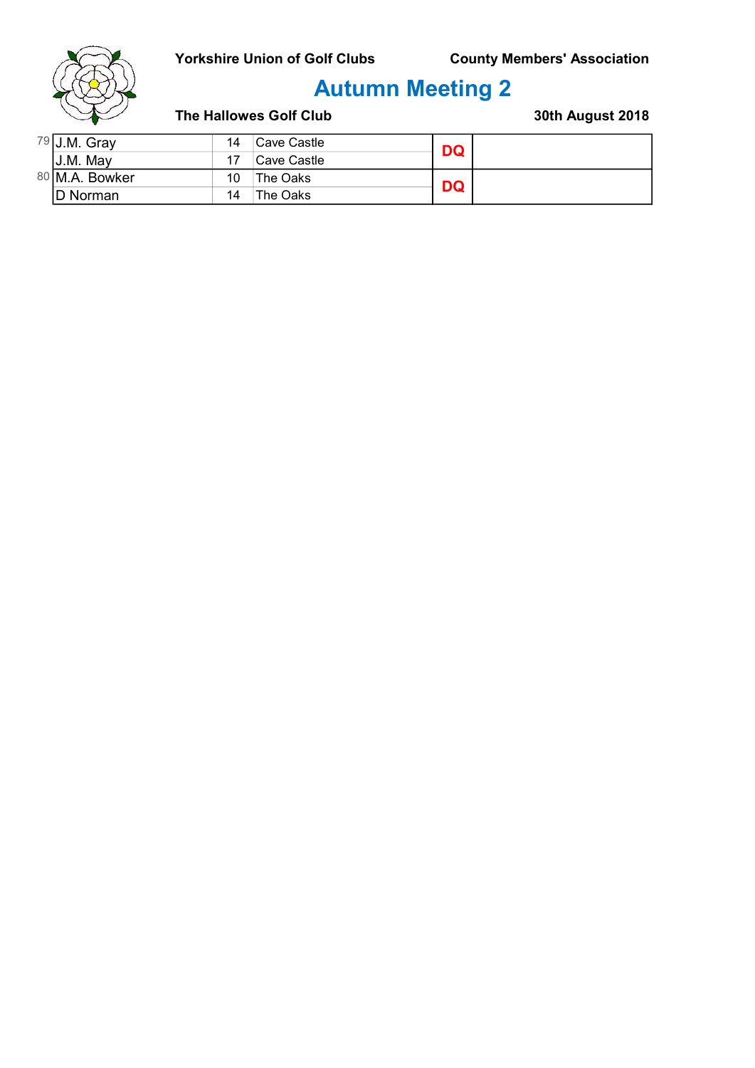Yorkshire Union of Golf Clubs — County Members' Association

# Autumn Meeting 2

**The Hallowes Golf Club** — **30th August 2018**

| | | | | | |
|---|---|---|---|---|---|
| 79 | J.M. Gray | 14 | Cave Castle | DQ | |
| | J.M. May | 17 | Cave Castle | | |
| 80 | M.A. Bowker | 10 | The Oaks | DQ | |
| | D Norman | 14 | The Oaks | | |